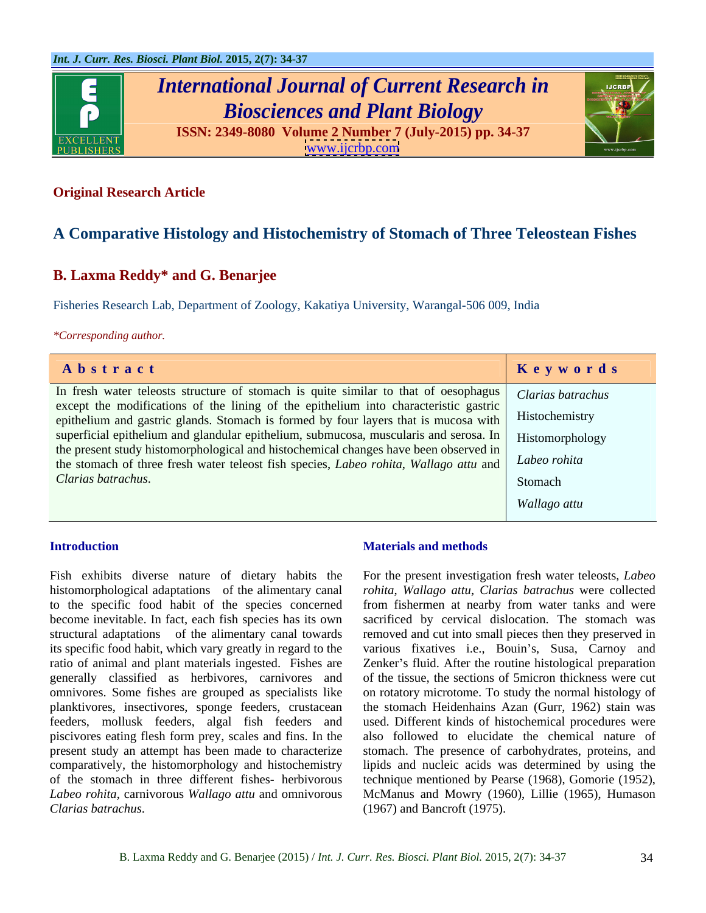**Original Research Article**

# A Comparative Histology and Histochemistry of Stomach of Three Teleostean Fishes

**B. Laxma Reddy* and G. Benarjee**

Fisheries Research Lab, Department of Zoology, Kakatiya University, Warangal-506 009, India

*\*Corresponding author.*

| Abstract | Keywords |
|---|---|
| In fresh water teleosts structure of stomach is quite similar to that of oesophagus except the modifications of the lining of the epithelium into characteristic gastric epithelium and gastric glands. Stomach is formed by four layers that is mucosa with superficial epithelium and glandular epithelium, submucosa, muscularis and serosa. In the present study histomorphological and histochemical changes have been observed in the stomach of three fresh water teleost fish species, *Labeo rohita*, *Wallago attu* and *Clarias batrachus*. | *Clarias batrachus*<br>Histochemistry<br>Histomorphology<br>*Labeo rohita*<br>Stomach<br>*Wallago attu* |

## Introduction

Fish exhibits diverse nature of dietary habits the histomorphological adaptations of the alimentary canal to the specific food habit of the species concerned become inevitable. In fact, each fish species has its own structural adaptations of the alimentary canal towards its specific food habit, which vary greatly in regard to the ratio of animal and plant materials ingested. Fishes are generally classified as herbivores, carnivores and omnivores. Some fishes are grouped as specialists like planktivores, insectivores, sponge feeders, crustacean feeders, mollusk feeders, algal fish feeders and piscivores eating flesh form prey, scales and fins. In the present study an attempt has been made to characterize comparatively, the histomorphology and histochemistry of the stomach in three different fishes- herbivorous *Labeo rohita*, carnivorous *Wallago attu* and omnivorous *Clarias batrachus*.

## Materials and methods

For the present investigation fresh water teleosts, *Labeo rohita*, *Wallago attu*, *Clarias batrachus* were collected from fishermen at nearby from water tanks and were sacrificed by cervical dislocation. The stomach was removed and cut into small pieces then they preserved in various fixatives i.e., Bouin's, Susa, Carnoy and Zenker's fluid. After the routine histological preparation of the tissue, the sections of 5micron thickness were cut on rotatory microtome. To study the normal histology of the stomach Heidenhains Azan (Gurr, 1962) stain was used. Different kinds of histochemical procedures were also followed to elucidate the chemical nature of stomach. The presence of carbohydrates, proteins, and lipids and nucleic acids was determined by using the technique mentioned by Pearse (1968), Gomorie (1952), McManus and Mowry (1960), Lillie (1965), Humason (1967) and Bancroft (1975).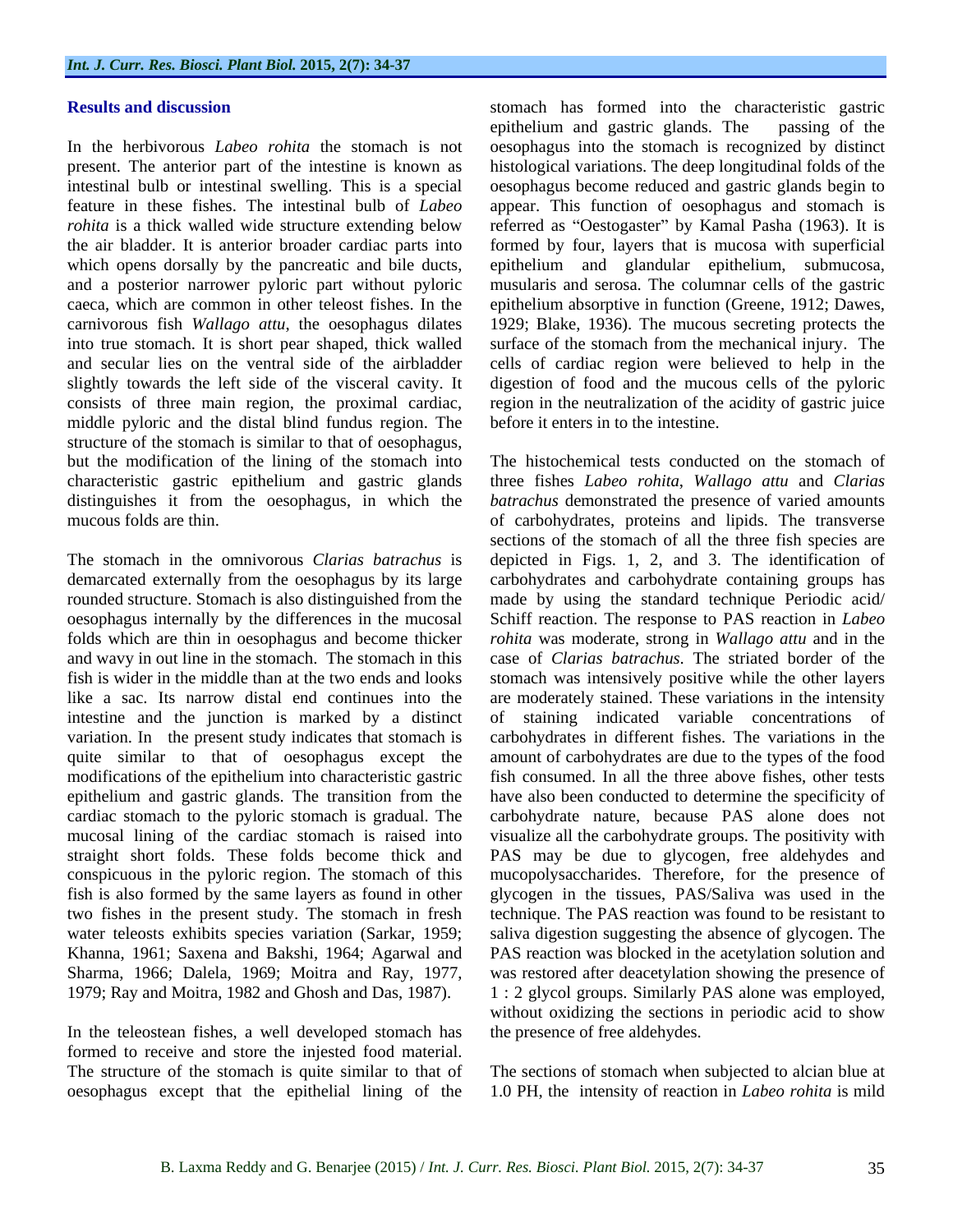## Results and discussion

In the herbivorous *Labeo rohita* the stomach is not present. The anterior part of the intestine is known as intestinal bulb or intestinal swelling. This is a special feature in these fishes. The intestinal bulb of *Labeo rohita* is a thick walled wide structure extending below the air bladder. It is anterior broader cardiac parts into which opens dorsally by the pancreatic and bile ducts, and a posterior narrower pyloric part without pyloric caeca, which are common in other teleost fishes. In the carnivorous fish *Wallago attu*, the oesophagus dilates into true stomach. It is short pear shaped, thick walled and secular lies on the ventral side of the airbladder slightly towards the left side of the visceral cavity. It consists of three main region, the proximal cardiac, middle pyloric and the distal blind fundus region. The structure of the stomach is similar to that of oesophagus, but the modification of the lining of the stomach into characteristic gastric epithelium and gastric glands distinguishes it from the oesophagus, in which the mucous folds are thin.

The stomach in the omnivorous *Clarias batrachus* is demarcated externally from the oesophagus by its large rounded structure. Stomach is also distinguished from the oesophagus internally by the differences in the mucosal folds which are thin in oesophagus and become thicker and wavy in out line in the stomach. The stomach in this fish is wider in the middle than at the two ends and looks like a sac. Its narrow distal end continues into the intestine and the junction is marked by a distinct variation. In the present study indicates that stomach is quite similar to that of oesophagus except the modifications of the epithelium into characteristic gastric epithelium and gastric glands. The transition from the cardiac stomach to the pyloric stomach is gradual. The mucosal lining of the cardiac stomach is raised into straight short folds. These folds become thick and conspicuous in the pyloric region. The stomach of this fish is also formed by the same layers as found in other two fishes in the present study. The stomach in fresh water teleosts exhibits species variation (Sarkar, 1959; Khanna, 1961; Saxena and Bakshi, 1964; Agarwal and Sharma, 1966; Dalela, 1969; Moitra and Ray, 1977, 1979; Ray and Moitra, 1982 and Ghosh and Das, 1987).

In the teleostean fishes, a well developed stomach has formed to receive and store the injested food material. The structure of the stomach is quite similar to that of oesophagus except that the epithelial lining of the stomach has formed into the characteristic gastric epithelium and gastric glands. The passing of the oesophagus into the stomach is recognized by distinct histological variations. The deep longitudinal folds of the oesophagus become reduced and gastric glands begin to appear. This function of oesophagus and stomach is referred as "Oestogaster" by Kamal Pasha (1963). It is formed by four, layers that is mucosa with superficial epithelium and glandular epithelium, submucosa, musularis and serosa. The columnar cells of the gastric epithelium absorptive in function (Greene, 1912; Dawes, 1929; Blake, 1936). The mucous secreting protects the surface of the stomach from the mechanical injury. The cells of cardiac region were believed to help in the digestion of food and the mucous cells of the pyloric region in the neutralization of the acidity of gastric juice before it enters in to the intestine.

The histochemical tests conducted on the stomach of three fishes *Labeo rohita*, *Wallago attu* and *Clarias batrachus* demonstrated the presence of varied amounts of carbohydrates, proteins and lipids. The transverse sections of the stomach of all the three fish species are depicted in Figs. 1, 2, and 3. The identification of carbohydrates and carbohydrate containing groups has made by using the standard technique Periodic acid/ Schiff reaction. The response to PAS reaction in *Labeo rohita* was moderate, strong in *Wallago attu* and in the case of *Clarias batrachus*. The striated border of the stomach was intensively positive while the other layers are moderately stained. These variations in the intensity of staining indicated variable concentrations of carbohydrates in different fishes. The variations in the amount of carbohydrates are due to the types of the food fish consumed. In all the three above fishes, other tests have also been conducted to determine the specificity of carbohydrate nature, because PAS alone does not visualize all the carbohydrate groups. The positivity with PAS may be due to glycogen, free aldehydes and mucopolysaccharides. Therefore, for the presence of glycogen in the tissues, PAS/Saliva was used in the technique. The PAS reaction was found to be resistant to saliva digestion suggesting the absence of glycogen. The PAS reaction was blocked in the acetylation solution and was restored after deacetylation showing the presence of 1 : 2 glycol groups. Similarly PAS alone was employed, without oxidizing the sections in periodic acid to show the presence of free aldehydes.

The sections of stomach when subjected to alcian blue at 1.0 PH, the intensity of reaction in *Labeo rohita* is mild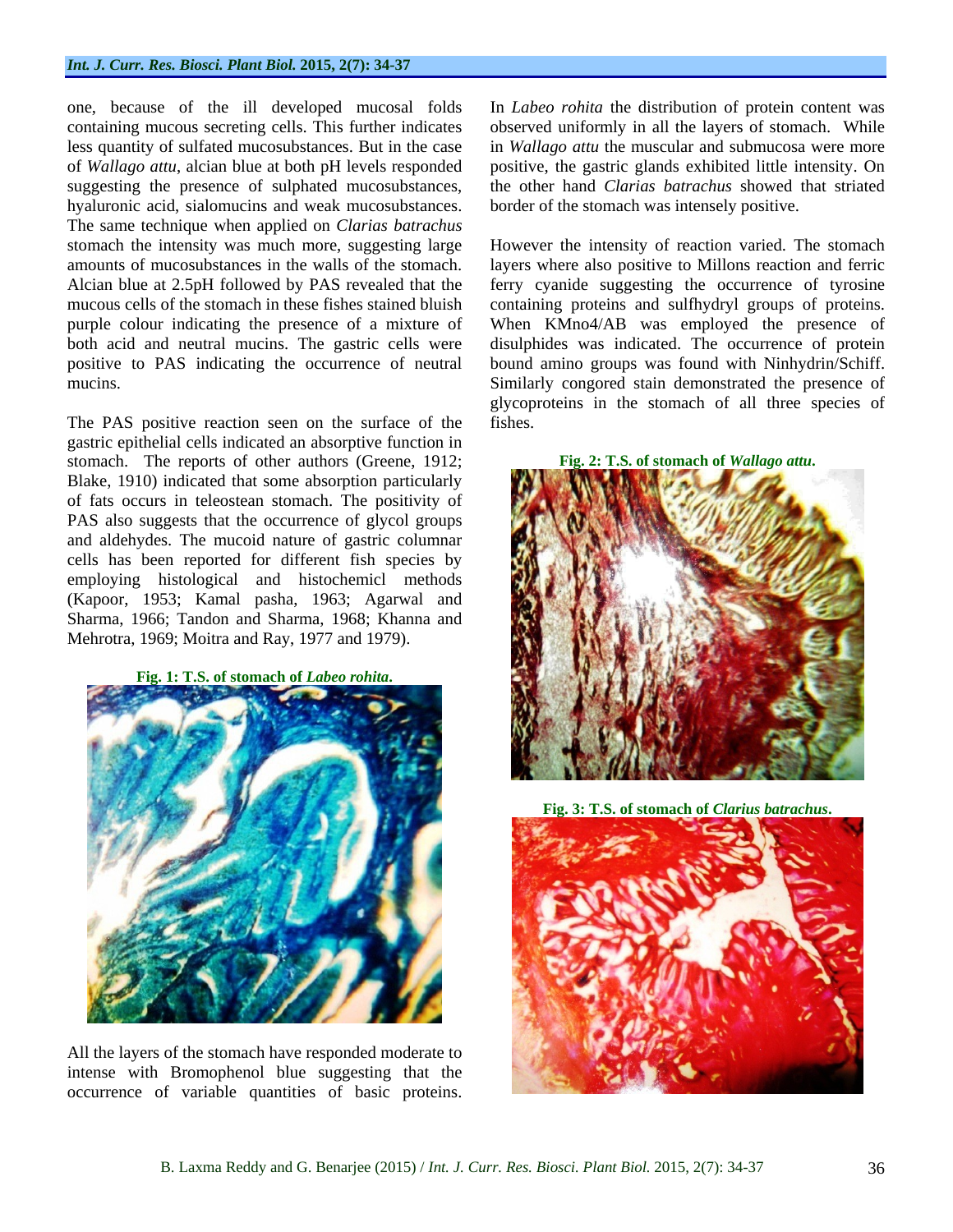one, because of the ill developed mucosal folds containing mucous secreting cells. This further indicates less quantity of sulfated mucosubstances. But in the case of *Wallago attu*, alcian blue at both pH levels responded suggesting the presence of sulphated mucosubstances, hyaluronic acid, sialomucins and weak mucosubstances. The same technique when applied on *Clarias batrachus* stomach the intensity was much more, suggesting large amounts of mucosubstances in the walls of the stomach. Alcian blue at 2.5pH followed by PAS revealed that the mucous cells of the stomach in these fishes stained bluish purple colour indicating the presence of a mixture of both acid and neutral mucins. The gastric cells were positive to PAS indicating the occurrence of neutral mucins.

The PAS positive reaction seen on the surface of the gastric epithelial cells indicated an absorptive function in stomach. The reports of other authors (Greene, 1912; Blake, 1910) indicated that some absorption particularly of fats occurs in teleostean stomach. The positivity of PAS also suggests that the occurrence of glycol groups and aldehydes. The mucoid nature of gastric columnar cells has been reported for different fish species by employing histological and histochemicl methods (Kapoor, 1953; Kamal pasha, 1963; Agarwal and Sharma, 1966; Tandon and Sharma, 1968; Khanna and Mehrotra, 1969; Moitra and Ray, 1977 and 1979).

**Fig. 1: T.S. of stomach of *Labeo rohita*.**

All the layers of the stomach have responded moderate to intense with Bromophenol blue suggesting that the occurrence of variable quantities of basic proteins. In *Labeo rohita* the distribution of protein content was observed uniformly in all the layers of stomach. While in *Wallago attu* the muscular and submucosa were more positive, the gastric glands exhibited little intensity. On the other hand *Clarias batrachus* showed that striated border of the stomach was intensely positive.

However the intensity of reaction varied. The stomach layers where also positive to Millons reaction and ferric ferry cyanide suggesting the occurrence of tyrosine containing proteins and sulfhydryl groups of proteins. When KMno4/AB was employed the presence of disulphides was indicated. The occurrence of protein bound amino groups was found with Ninhydrin/Schiff. Similarly congored stain demonstrated the presence of glycoproteins in the stomach of all three species of fishes.

**Fig. 2: T.S. of stomach of *Wallago attu*.**

**Fig. 3: T.S. of stomach of *Clarius batrachus*.**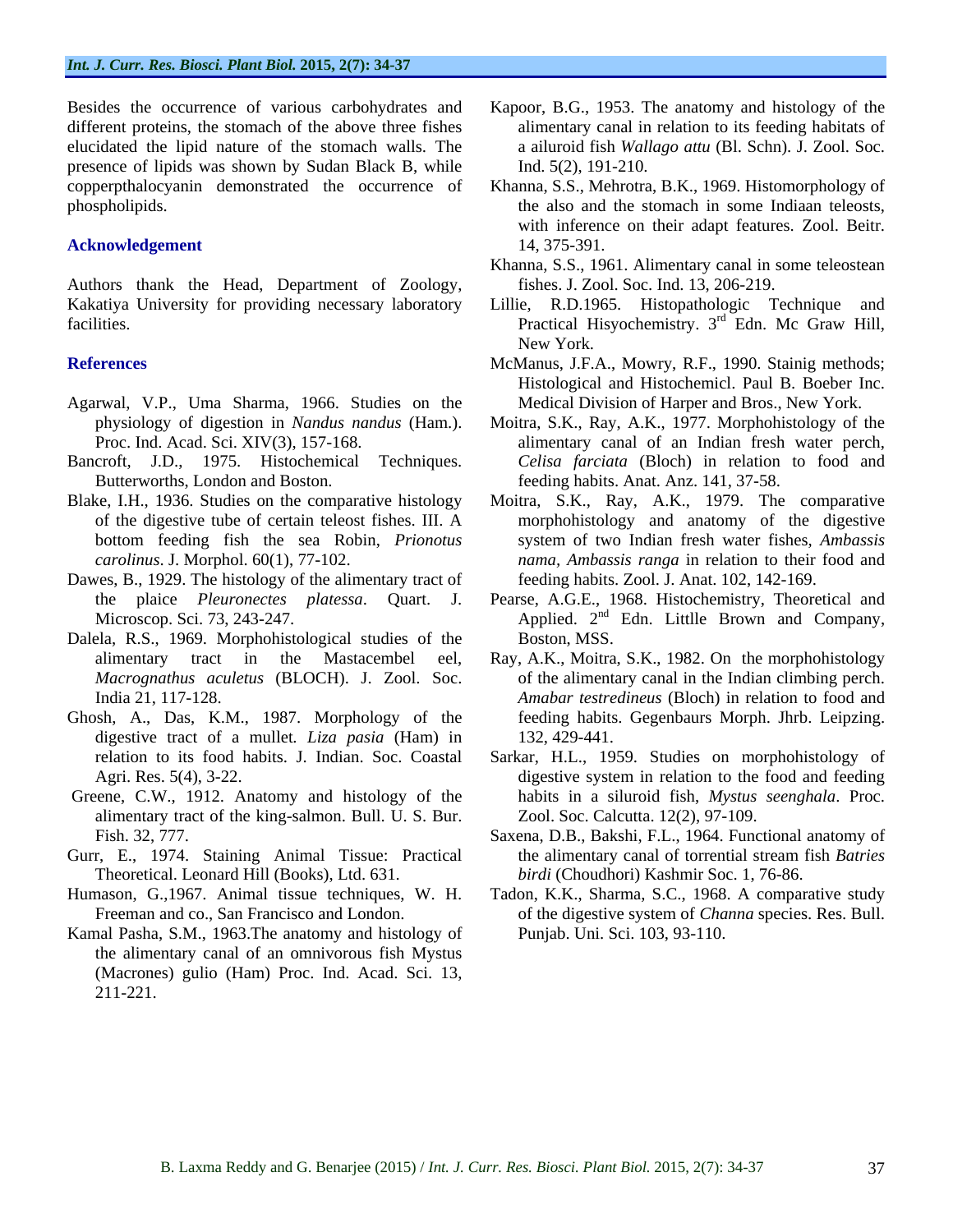Besides the occurrence of various carbohydrates and different proteins, the stomach of the above three fishes elucidated the lipid nature of the stomach walls. The presence of lipids was shown by Sudan Black B, while copperpthalocyanin demonstrated the occurrence of phospholipids.

## Acknowledgement

Authors thank the Head, Department of Zoology, Kakatiya University for providing necessary laboratory facilities.

## References

Agarwal, V.P., Uma Sharma, 1966. Studies on the physiology of digestion in *Nandus nandus* (Ham.). Proc. Ind. Acad. Sci. XIV(3), 157-168.

Bancroft, J.D., 1975. Histochemical Techniques. Butterworths, London and Boston.

Blake, I.H., 1936. Studies on the comparative histology of the digestive tube of certain teleost fishes. III. A bottom feeding fish the sea Robin, *Prionotus carolinus*. J. Morphol. 60(1), 77-102.

Dawes, B., 1929. The histology of the alimentary tract of the plaice *Pleuronectes platessa*. Quart. J. Microscop. Sci. 73, 243-247.

Dalela, R.S., 1969. Morphohistological studies of the alimentary tract in the Mastacembel eel, *Macrognathus aculetus* (BLOCH). J. Zool. Soc. India 21, 117-128.

Ghosh, A., Das, K.M., 1987. Morphology of the digestive tract of a mullet. *Liza pasia* (Ham) in relation to its food habits. J. Indian. Soc. Coastal Agri. Res. 5(4), 3-22.

Greene, C.W., 1912. Anatomy and histology of the alimentary tract of the king-salmon. Bull. U. S. Bur. Fish. 32, 777.

Gurr, E., 1974. Staining Animal Tissue: Practical Theoretical. Leonard Hill (Books), Ltd. 631.

Humason, G.,1967. Animal tissue techniques, W. H. Freeman and co., San Francisco and London.

Kamal Pasha, S.M., 1963.The anatomy and histology of the alimentary canal of an omnivorous fish Mystus (Macrones) gulio (Ham) Proc. Ind. Acad. Sci. 13, 211-221.

Kapoor, B.G., 1953. The anatomy and histology of the alimentary canal in relation to its feeding habitats of a ailuroid fish *Wallago attu* (Bl. Schn). J. Zool. Soc. Ind. 5(2), 191-210.

Khanna, S.S., Mehrotra, B.K., 1969. Histomorphology of the also and the stomach in some Indiaan teleosts, with inference on their adapt features. Zool. Beitr. 14, 375-391.

Khanna, S.S., 1961. Alimentary canal in some teleostean fishes. J. Zool. Soc. Ind. 13, 206-219.

Lillie, R.D.1965. Histopathologic Technique and Practical Hisyochemistry. 3rd Edn. Mc Graw Hill, New York.

McManus, J.F.A., Mowry, R.F., 1990. Stainig methods; Histological and Histochemicl. Paul B. Boeber Inc. Medical Division of Harper and Bros., New York.

Moitra, S.K., Ray, A.K., 1977. Morphohistology of the alimentary canal of an Indian fresh water perch, *Celisa farciata* (Bloch) in relation to food and feeding habits. Anat. Anz. 141, 37-58.

Moitra, S.K., Ray, A.K., 1979. The comparative morphohistology and anatomy of the digestive system of two Indian fresh water fishes, *Ambassis nama*, *Ambassis ranga* in relation to their food and feeding habits. Zool. J. Anat. 102, 142-169.

Pearse, A.G.E., 1968. Histochemistry, Theoretical and Applied. 2nd Edn. Littlle Brown and Company, Boston, MSS.

Ray, A.K., Moitra, S.K., 1982. On the morphohistology of the alimentary canal in the Indian climbing perch. *Amabar testredineus* (Bloch) in relation to food and feeding habits. Gegenbaurs Morph. Jhrb. Leipzing. 132, 429-441.

Sarkar, H.L., 1959. Studies on morphohistology of digestive system in relation to the food and feeding habits in a siluroid fish, *Mystus seenghala*. Proc. Zool. Soc. Calcutta. 12(2), 97-109.

Saxena, D.B., Bakshi, F.L., 1964. Functional anatomy of the alimentary canal of torrential stream fish *Batries birdi* (Choudhori) Kashmir Soc. 1, 76-86.

Tadon, K.K., Sharma, S.C., 1968. A comparative study of the digestive system of *Channa* species. Res. Bull. Punjab. Uni. Sci. 103, 93-110.